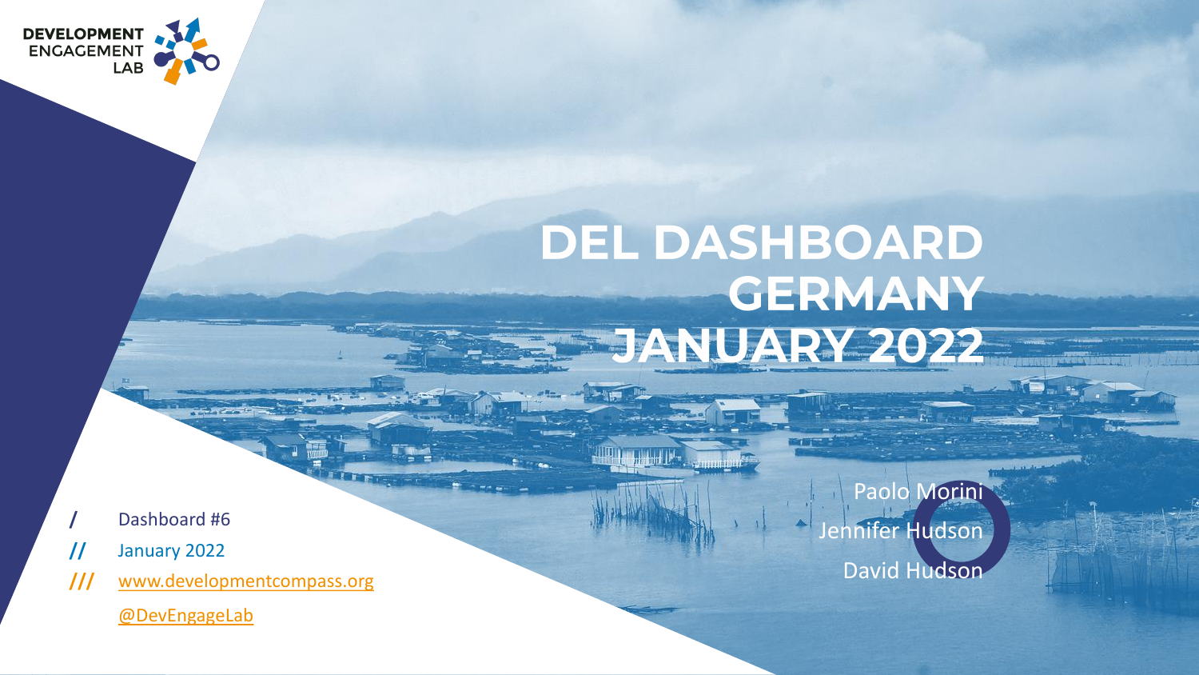DEVELOPMENT ENGAGEMENT LAB

# DEL DASHBOARD GERMANY JANUARY 2022

Paolo Morini
Jennifer Hudson
David Hudson

/ Dashboard #6
// January 2022
/// www.developmentcompass.org
@DevEngageLab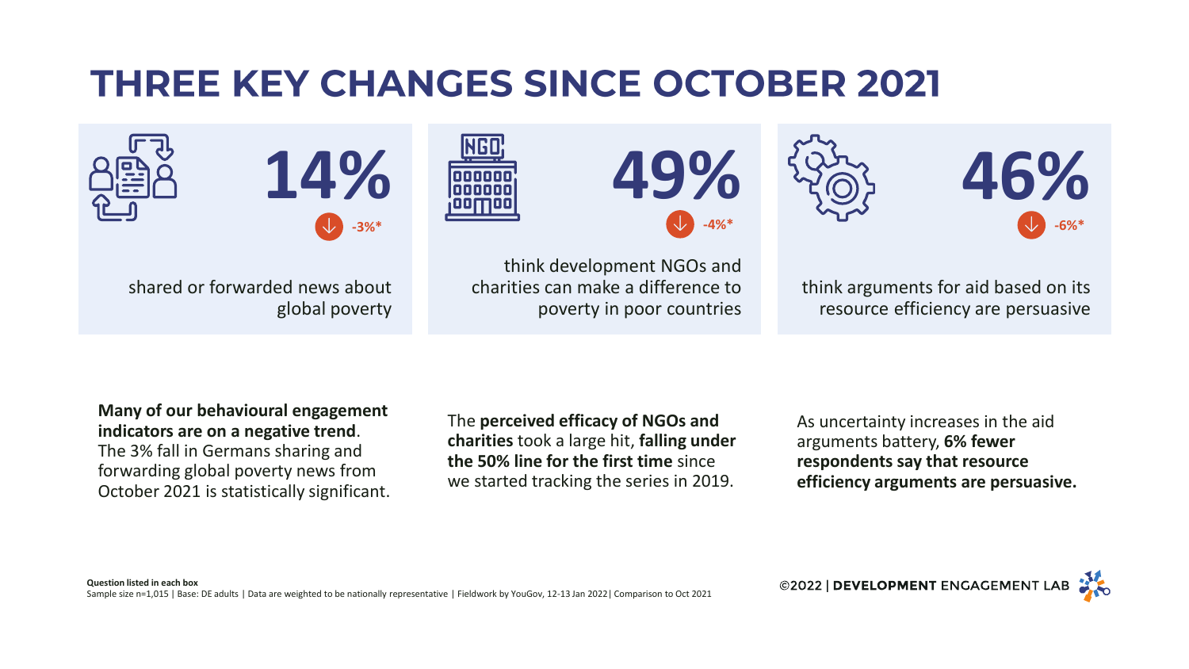# THREE KEY CHANGES SINCE OCTOBER 2021

**14%**

-3%*

shared or forwarded news about global poverty

**49%**

-4%*

think development NGOs and charities can make a difference to poverty in poor countries

**46%**

-6%*

think arguments for aid based on its resource efficiency are persuasive

**Many of our behavioural engagement indicators are on a negative trend**. The 3% fall in Germans sharing and forwarding global poverty news from October 2021 is statistically significant.

The **perceived efficacy of NGOs and charities** took a large hit, **falling under the 50% line for the first time** since we started tracking the series in 2019.

As uncertainty increases in the aid arguments battery, **6% fewer respondents say that resource efficiency arguments are persuasive.**

**Question listed in each box**
Sample size n=1,015 | Base: DE adults | Data are weighted to be nationally representative | Fieldwork by YouGov, 12-13 Jan 2022| Comparison to Oct 2021

©2022 | **DEVELOPMENT** ENGAGEMENT LAB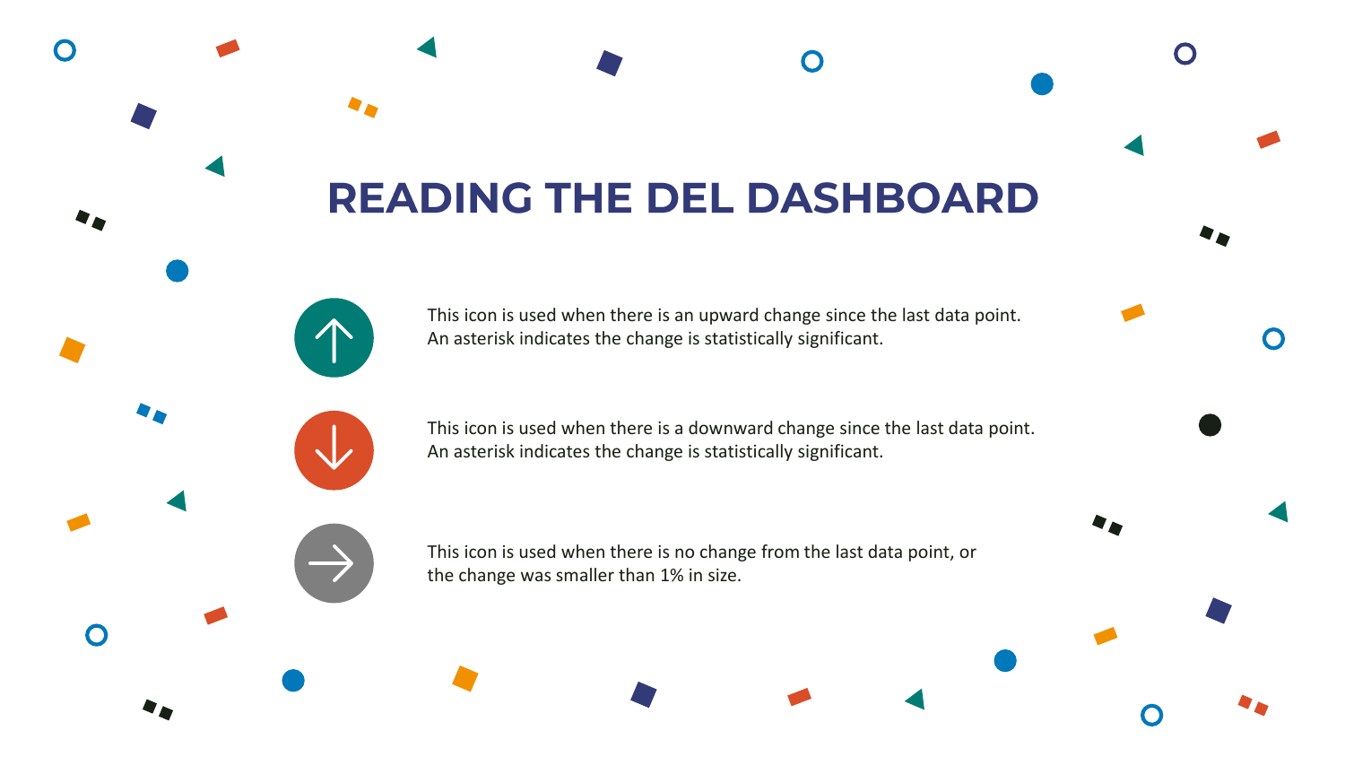# READING THE DEL DASHBOARD

This icon is used when there is an upward change since the last data point. An asterisk indicates the change is statistically significant.

This icon is used when there is a downward change since the last data point. An asterisk indicates the change is statistically significant.

This icon is used when there is no change from the last data point, or the change was smaller than 1% in size.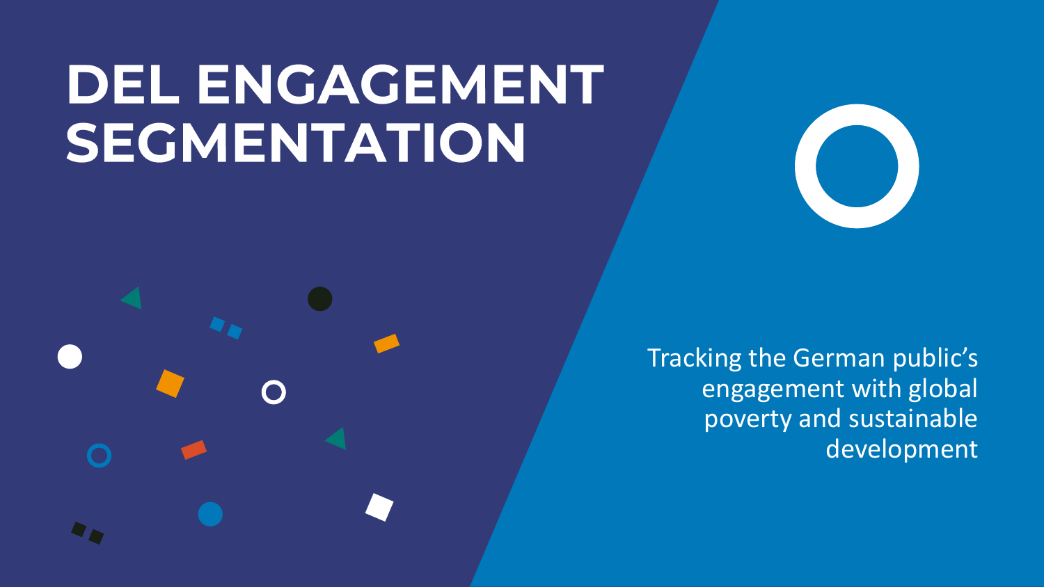# DEL ENGAGEMENT SEGMENTATION

Tracking the German public's engagement with global poverty and sustainable development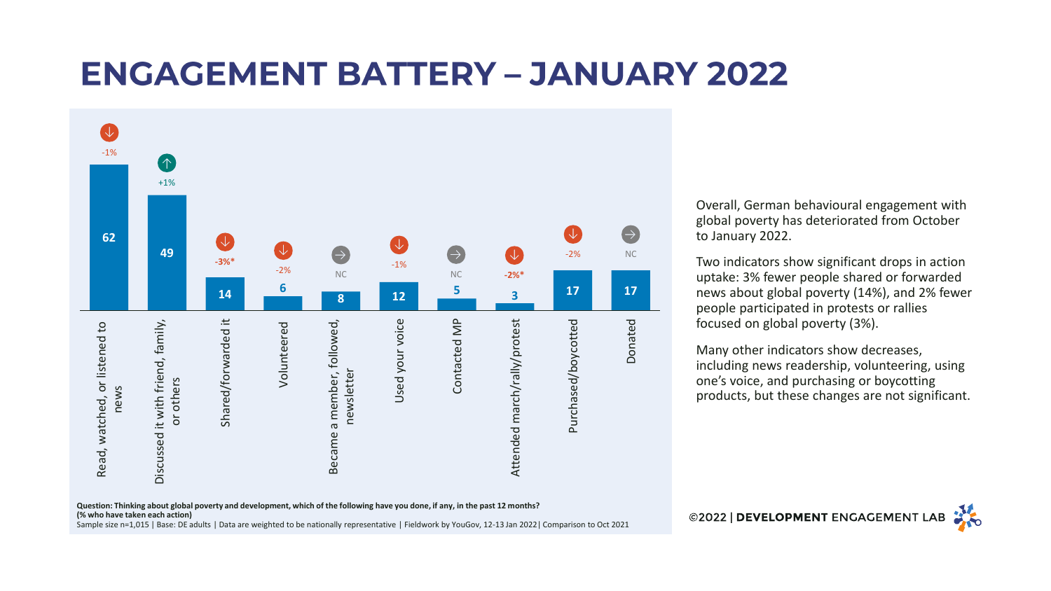# ENGAGEMENT BATTERY – JANUARY 2022

| Action | % | Change vs Oct 2021 |
|---|---|---|
| Read, watched, or listened to news | 62 | -1% |
| Discussed it with friend, family, or others | 49 | +1% |
| Shared/forwarded it | 14 | -3%* |
| Volunteered | 6 | -2% |
| Became a member, followed, newsletter | 8 | NC |
| Used your voice | 12 | -1% |
| Contacted MP | 5 | NC |
| Attended march/rally/protest | 3 | -2%* |
| Purchased/boycotted | 17 | -2% |
| Donated | 17 | NC |

**Question: Thinking about global poverty and development, which of the following have you done, if any, in the past 12 months?**
**(% who have taken each action)**
Sample size n=1,015 | Base: DE adults | Data are weighted to be nationally representative | Fieldwork by YouGov, 12-13 Jan 2022| Comparison to Oct 2021

Overall, German behavioural engagement with global poverty has deteriorated from October to January 2022.

Two indicators show significant drops in action uptake: 3% fewer people shared or forwarded news about global poverty (14%), and 2% fewer people participated in protests or rallies focused on global poverty (3%).

Many other indicators show decreases, including news readership, volunteering, using one's voice, and purchasing or boycotting products, but these changes are not significant.

©2022 | **DEVELOPMENT** ENGAGEMENT LAB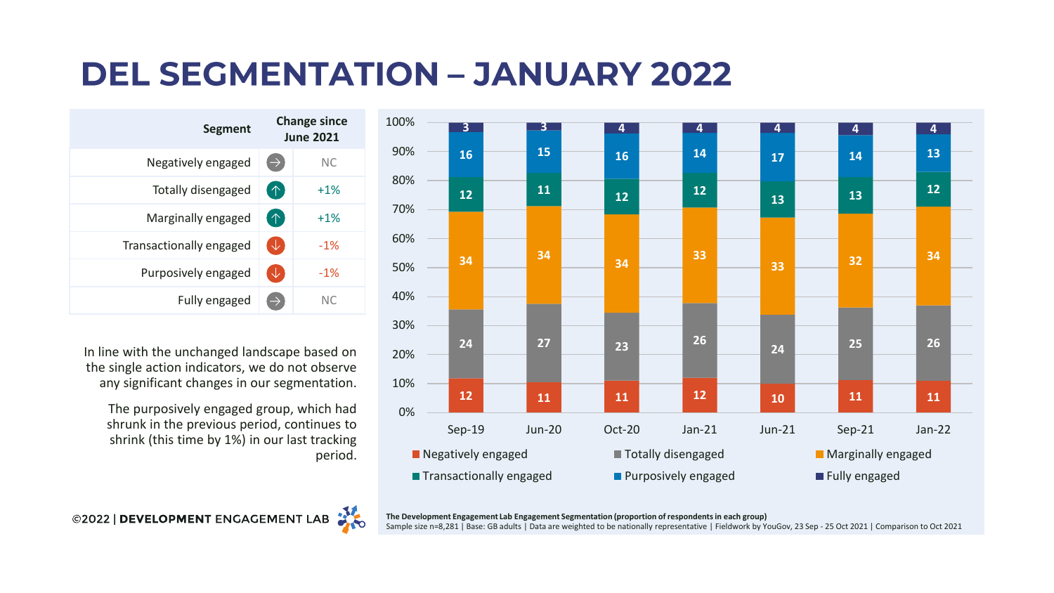# DEL SEGMENTATION – JANUARY 2022

| Segment | | Change since June 2021 |
|---|---|---|
| Negatively engaged | → | NC |
| Totally disengaged | ↑ | +1% |
| Marginally engaged | ↑ | +1% |
| Transactionally engaged | ↓ | -1% |
| Purposively engaged | ↓ | -1% |
| Fully engaged | → | NC |

In line with the unchanged landscape based on the single action indicators, we do not observe any significant changes in our segmentation.

The purposively engaged group, which had shrunk in the previous period, continues to shrink (this time by 1%) in our last tracking period.

| | Sep-19 | Jun-20 | Oct-20 | Jan-21 | Jun-21 | Sep-21 | Jan-22 |
|---|---|---|---|---|---|---|---|
| Negatively engaged | 12 | 11 | 11 | 12 | 10 | 11 | 11 |
| Totally disengaged | 24 | 27 | 23 | 26 | 24 | 25 | 26 |
| Marginally engaged | 34 | 34 | 34 | 33 | 33 | 32 | 34 |
| Transactionally engaged | 12 | 11 | 12 | 12 | 13 | 13 | 12 |
| Purposively engaged | 16 | 15 | 16 | 14 | 17 | 14 | 13 |
| Fully engaged | 3 | 3 | 4 | 4 | 4 | 4 | 4 |

**The Development Engagement Lab Engagement Segmentation (proportion of respondents in each group)**
Sample size n=8,281 | Base: GB adults | Data are weighted to be nationally representative | Fieldwork by YouGov, 23 Sep - 25 Oct 2021 | Comparison to Oct 2021

©2022 | **DEVELOPMENT** ENGAGEMENT LAB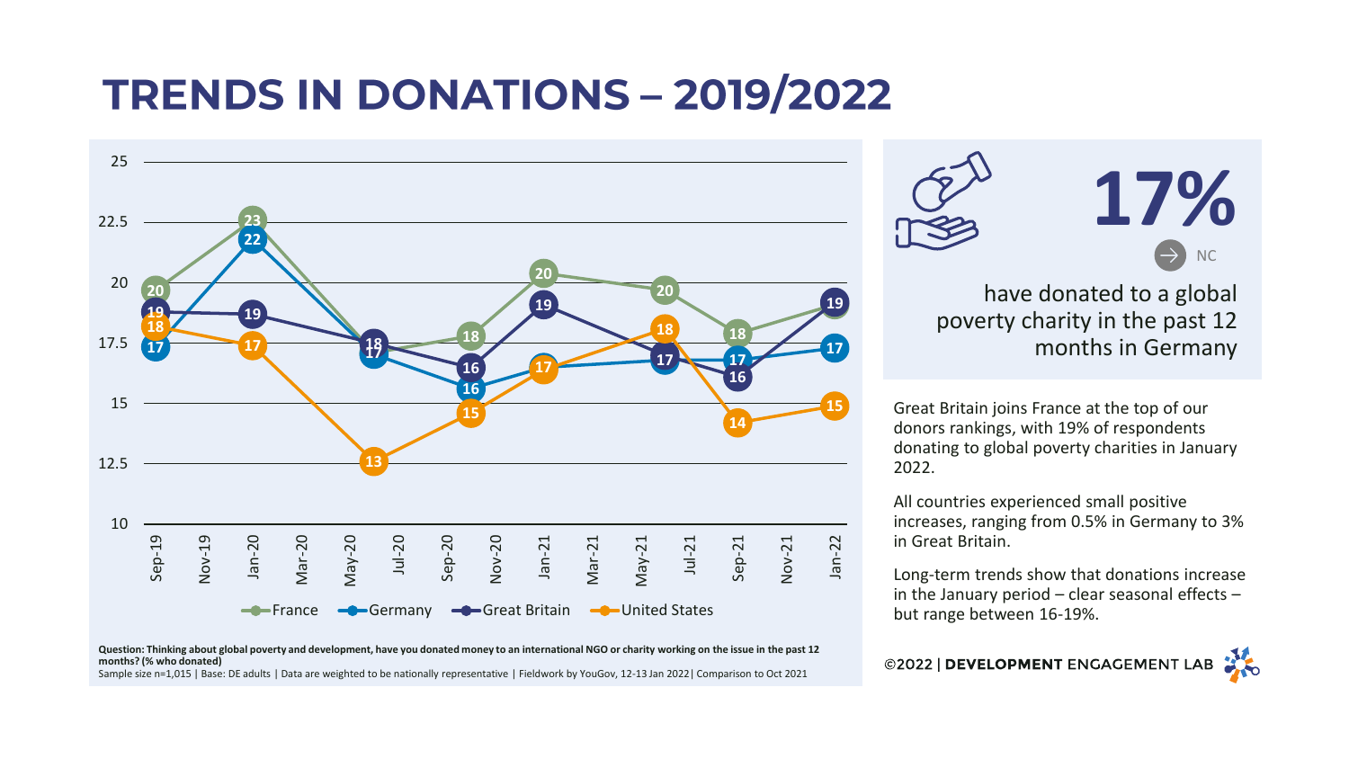# TRENDS IN DONATIONS – 2019/2022

| | Sep-19 | Jan-20 | Jul-20 | Nov-20 | Jan-21 | Jun-21 | Sep-21 | Jan-22 |
|---|---|---|---|---|---|---|---|---|
| France | 20 | 23 | 17 | 18 | 20 | 20 | 18 | 19 |
| Germany | 17 | 22 | 17 | 16 | 17 | 17 | 17 | 17 |
| Great Britain | 19 | 19 | 18 | 16 | 19 | 17 | 16 | 19 |
| United States | 18 | 17 | 13 | 15 | 17 | 18 | 14 | 15 |

**Question: Thinking about global poverty and development, have you donated money to an international NGO or charity working on the issue in the past 12 months? (% who donated)**
Sample size n=1,015 | Base: DE adults | Data are weighted to be nationally representative | Fieldwork by YouGov, 12-13 Jan 2022| Comparison to Oct 2021

**17%**

NC

have donated to a global poverty charity in the past 12 months in Germany

Great Britain joins France at the top of our donors rankings, with 19% of respondents donating to global poverty charities in January 2022.

All countries experienced small positive increases, ranging from 0.5% in Germany to 3% in Great Britain.

Long-term trends show that donations increase in the January period – clear seasonal effects – but range between 16-19%.

©2022 | **DEVELOPMENT** ENGAGEMENT LAB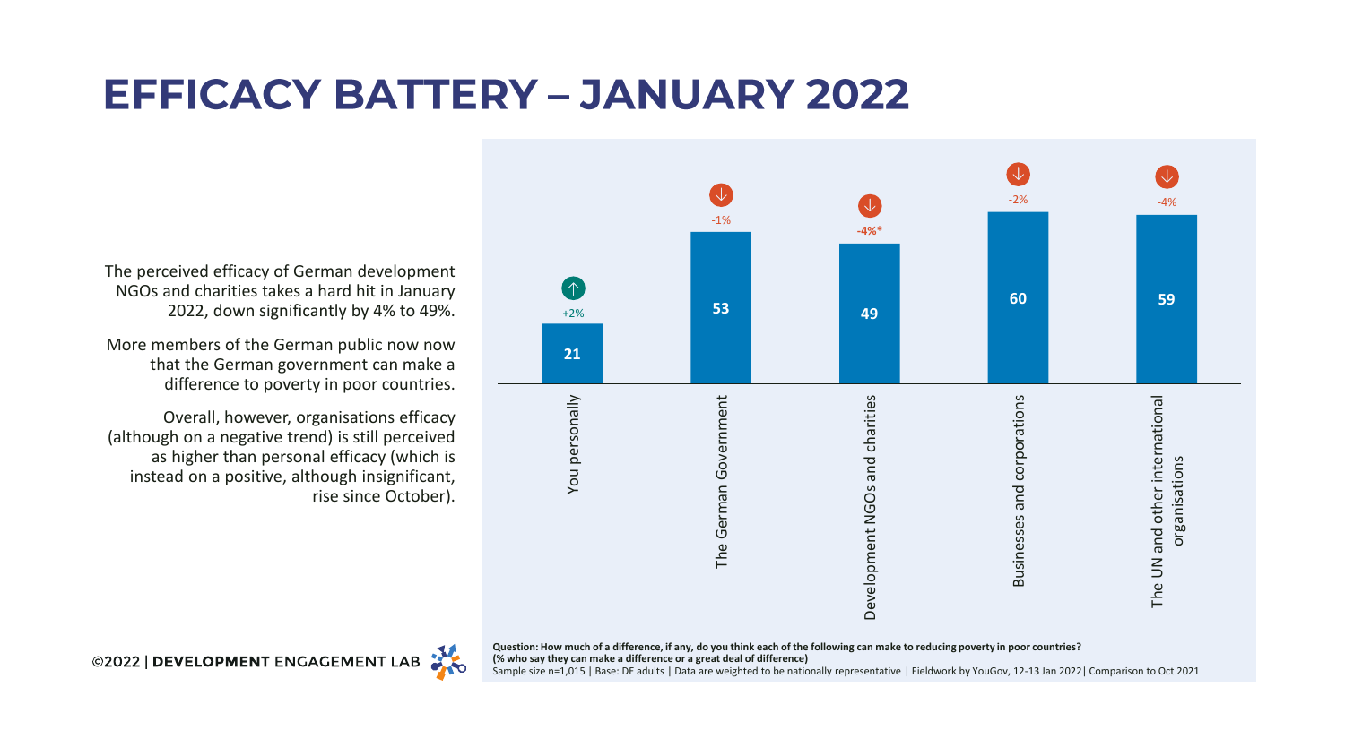# EFFICACY BATTERY – JANUARY 2022

The perceived efficacy of German development NGOs and charities takes a hard hit in January 2022, down significantly by 4% to 49%.

More members of the German public now now that the German government can make a difference to poverty in poor countries.

Overall, however, organisations efficacy (although on a negative trend) is still perceived as higher than personal efficacy (which is instead on a positive, although insignificant, rise since October).

| | Value | Change vs Oct 2021 |
|---|---|---|
| You personally | 21 | +2% |
| The German Government | 53 | -1% |
| Development NGOs and charities | 49 | -4%* |
| Businesses and corporations | 60 | -2% |
| The UN and other international organisations | 59 | -4% |

**Question: How much of a difference, if any, do you think each of the following can make to reducing poverty in poor countries? (% who say they can make a difference or a great deal of difference)**

Sample size n=1,015 | Base: DE adults | Data are weighted to be nationally representative | Fieldwork by YouGov, 12-13 Jan 2022| Comparison to Oct 2021

©2022 | **DEVELOPMENT** ENGAGEMENT LAB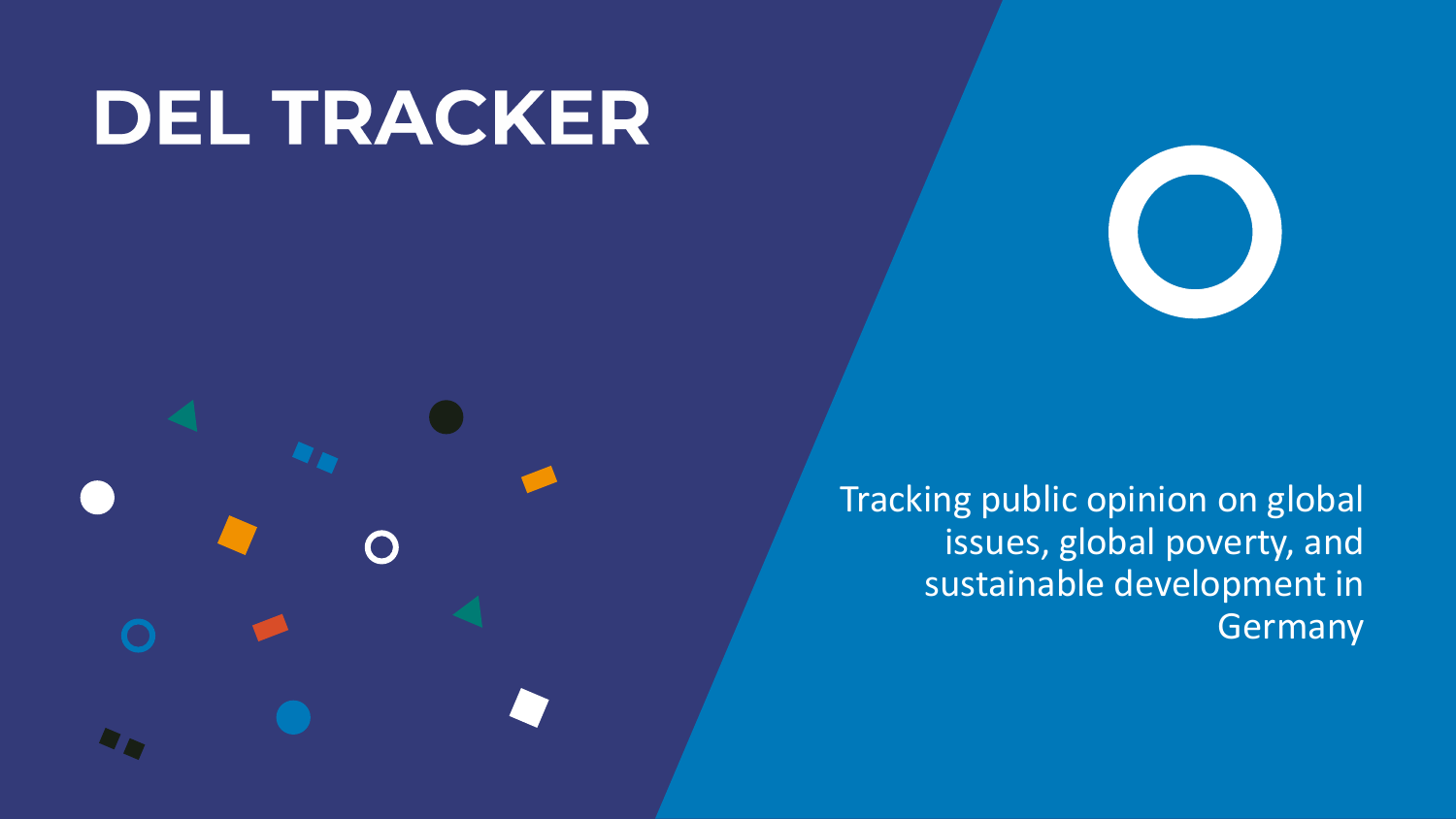# DEL TRACKER

Tracking public opinion on global issues, global poverty, and sustainable development in Germany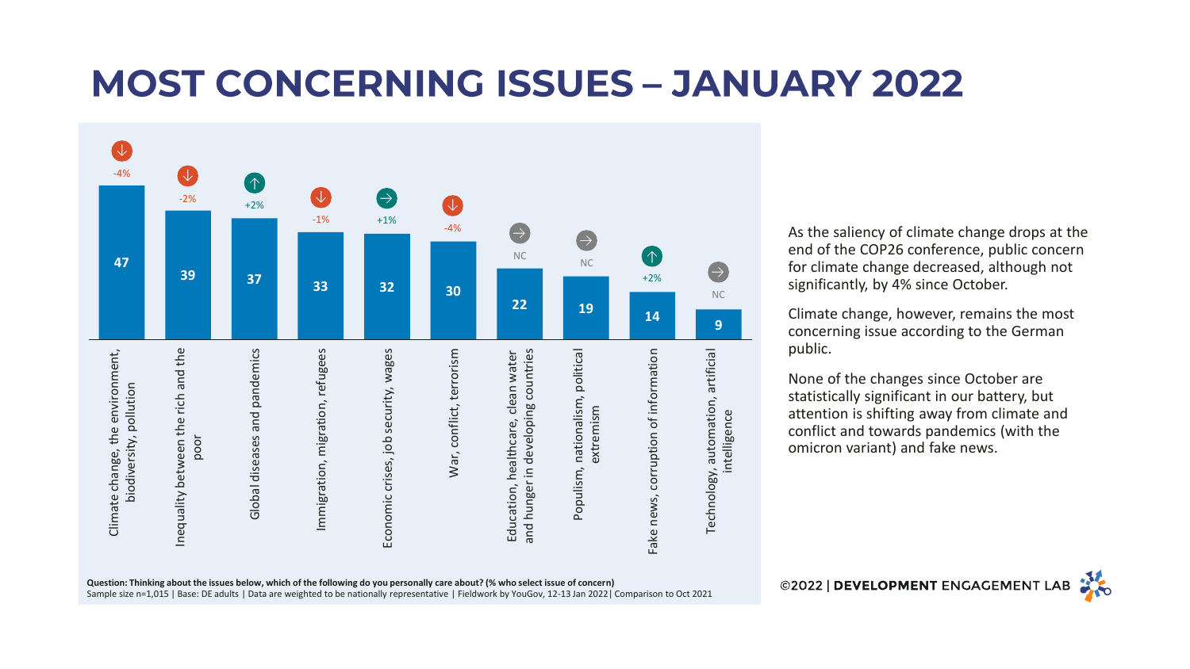# MOST CONCERNING ISSUES – JANUARY 2022

| Issue | % | Change since Oct 2021 |
| --- | --- | --- |
| Climate change, the environment, biodiversity, pollution | 47 | -4% |
| Inequality between the rich and the poor | 39 | -2% |
| Global diseases and pandemics | 37 | +2% |
| Immigration, migration, refugees | 33 | -1% |
| Economic crises, job security, wages | 32 | +1% |
| War, conflict, terrorism | 30 | -4% |
| Education, healthcare, clean water and hunger in developing countries | 22 | NC |
| Populism, nationalism, political extremism | 19 | NC |
| Fake news, corruption of information | 14 | +2% |
| Technology, automation, artificial intelligence | 9 | NC |

**Question: Thinking about the issues below, which of the following do you personally care about? (% who select issue of concern)**
Sample size n=1,015 | Base: DE adults | Data are weighted to be nationally representative | Fieldwork by YouGov, 12-13 Jan 2022| Comparison to Oct 2021

As the saliency of climate change drops at the end of the COP26 conference, public concern for climate change decreased, although not significantly, by 4% since October.

Climate change, however, remains the most concerning issue according to the German public.

None of the changes since October are statistically significant in our battery, but attention is shifting away from climate and conflict and towards pandemics (with the omicron variant) and fake news.

©2022 | **DEVELOPMENT** ENGAGEMENT LAB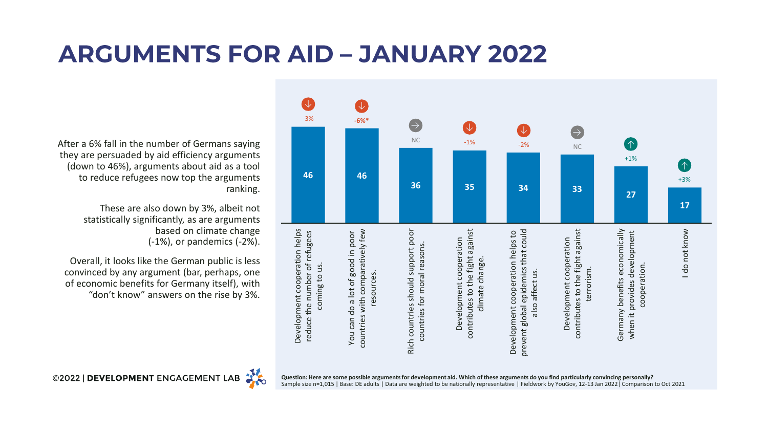# ARGUMENTS FOR AID – JANUARY 2022

After a 6% fall in the number of Germans saying they are persuaded by aid efficiency arguments (down to 46%), arguments about aid as a tool to reduce refugees now top the arguments ranking.

These are also down by 3%, albeit not statistically significantly, as are arguments based on climate change (-1%), or pandemics (-2%).

Overall, it looks like the German public is less convinced by any argument (bar, perhaps, one of economic benefits for Germany itself), with “don’t know” answers on the rise by 3%.

| Argument | % | Change vs Oct 2021 |
|---|---|---|
| Development cooperation helps reduce the number of refugees coming to us. | 46 | -3% |
| You can do a lot of good in poor countries with comparatively few resources. | 46 | -6%* |
| Rich countries should support poor countries for moral reasons. | 36 | NC |
| Development cooperation contributes to the fight against climate change. | 35 | -1% |
| Development cooperation helps to prevent global epidemics that could also affect us. | 34 | -2% |
| Development cooperation contributes to the fight against terrorism. | 33 | NC |
| Germany benefits economically when it provides development cooperation. | 27 | +1% |
| I do not know | 17 | +3% |

**Question: Here are some possible arguments for development aid. Which of these arguments do you find particularly convincing personally?**
Sample size n=1,015 | Base: DE adults | Data are weighted to be nationally representative | Fieldwork by YouGov, 12-13 Jan 2022| Comparison to Oct 2021

©2022 | **DEVELOPMENT** ENGAGEMENT LAB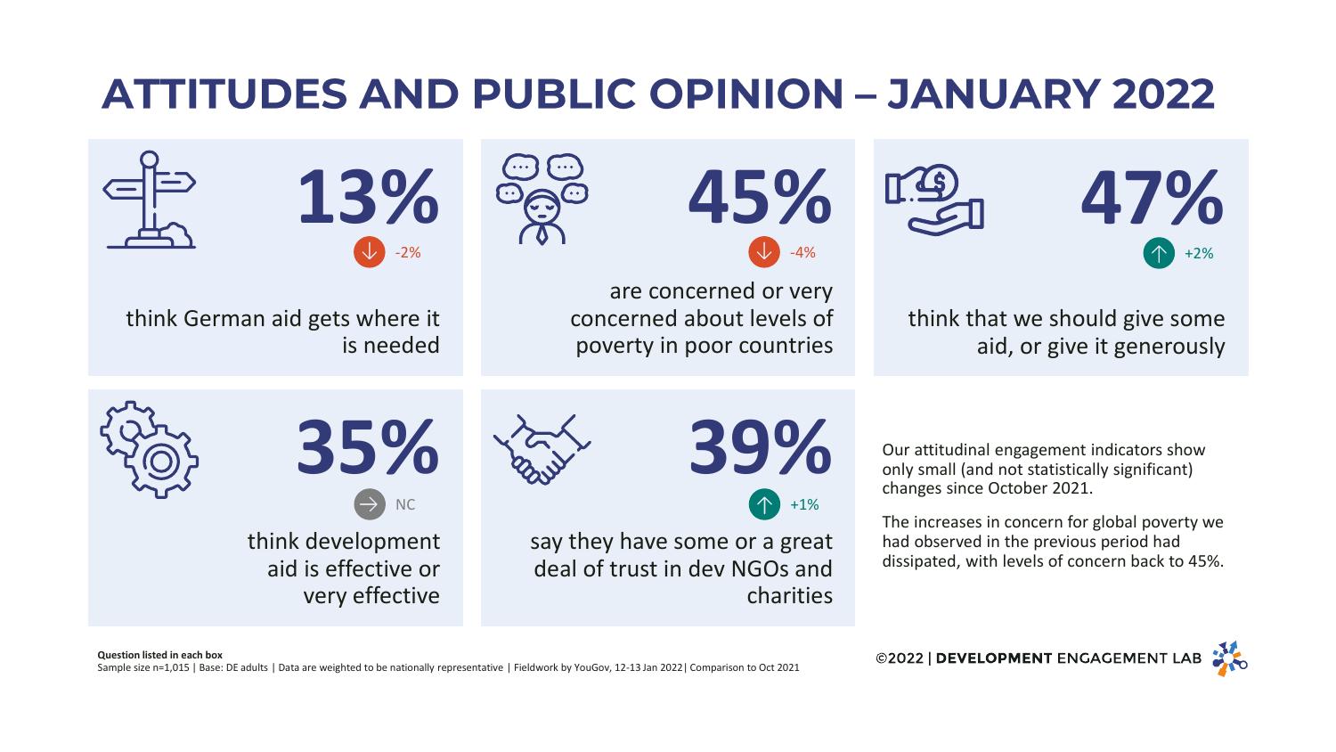# ATTITUDES AND PUBLIC OPINION – JANUARY 2022

**13%** (-2%)

think German aid gets where it is needed

**45%** (-4%)

are concerned or very concerned about levels of poverty in poor countries

**47%** (+2%)

think that we should give some aid, or give it generously

**35%** (NC)

think development aid is effective or very effective

**39%** (+1%)

say they have some or a great deal of trust in dev NGOs and charities

Our attitudinal engagement indicators show only small (and not statistically significant) changes since October 2021.

The increases in concern for global poverty we had observed in the previous period had dissipated, with levels of concern back to 45%.

**Question listed in each box**

Sample size n=1,015 | Base: DE adults | Data are weighted to be nationally representative | Fieldwork by YouGov, 12-13 Jan 2022| Comparison to Oct 2021

©2022 | **DEVELOPMENT** ENGAGEMENT LAB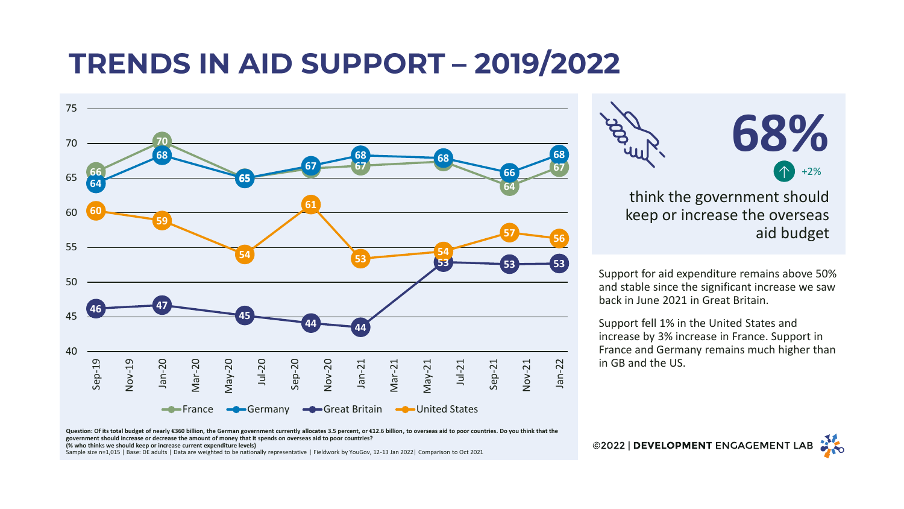# TRENDS IN AID SUPPORT – 2019/2022

| | Sep-19 | Jan-20 | Jun-20 | Oct-20 | Jan-21 | Jun-21 | Oct-21 | Jan-22 |
|---|---|---|---|---|---|---|---|---|
| France | 66 | 70 | | | 67 | | 64 | 67 |
| Germany | 64 | 68 | 65 | 67 | 68 | 68 | 66 | 68 |
| Great Britain | 46 | 47 | 45 | 44 | 44 | 53 | 53 | 53 |
| United States | 60 | 59 | 54 | 61 | 53 | 54 | 57 | 56 |

Question: Of its total budget of nearly €360 billion, the German government currently allocates 3.5 percent, or €12.6 billion, to overseas aid to poor countries. Do you think that the government should increase or decrease the amount of money that it spends on overseas aid to poor countries?
(% who thinks we should keep or increase current expenditure levels)
Sample size n=1,015 | Base: DE adults | Data are weighted to be nationally representative | Fieldwork by YouGov, 12-13 Jan 2022| Comparison to Oct 2021

**68%**

+2%

think the government should keep or increase the overseas aid budget

Support for aid expenditure remains above 50% and stable since the significant increase we saw back in June 2021 in Great Britain.

Support fell 1% in the United States and increase by 3% increase in France. Support in France and Germany remains much higher than in GB and the US.

©2022 | **DEVELOPMENT** ENGAGEMENT LAB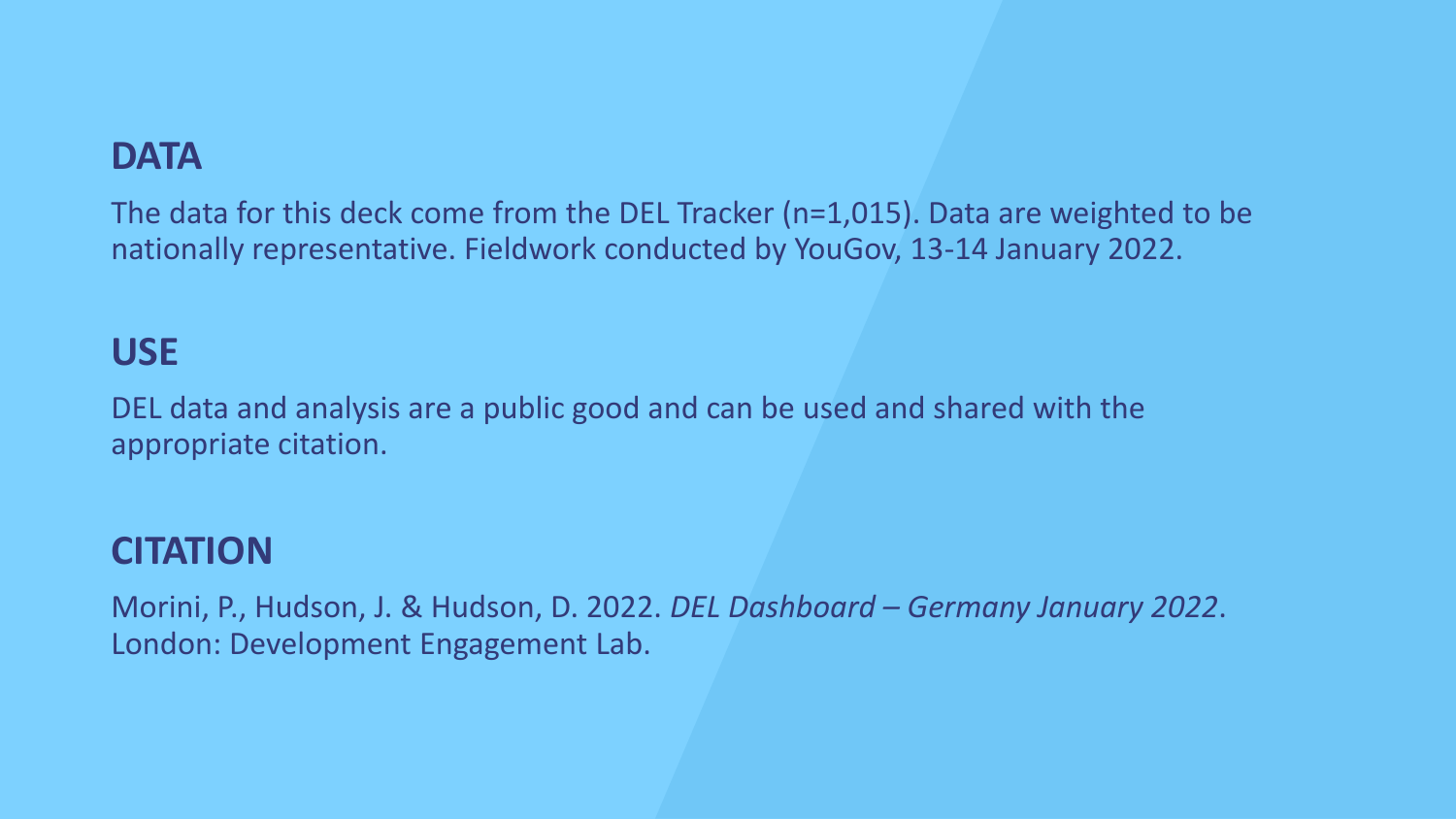## DATA

The data for this deck come from the DEL Tracker (n=1,015). Data are weighted to be nationally representative. Fieldwork conducted by YouGov, 13-14 January 2022.

## USE

DEL data and analysis are a public good and can be used and shared with the appropriate citation.

## CITATION

Morini, P., Hudson, J. & Hudson, D. 2022. *DEL Dashboard – Germany January 2022*. London: Development Engagement Lab.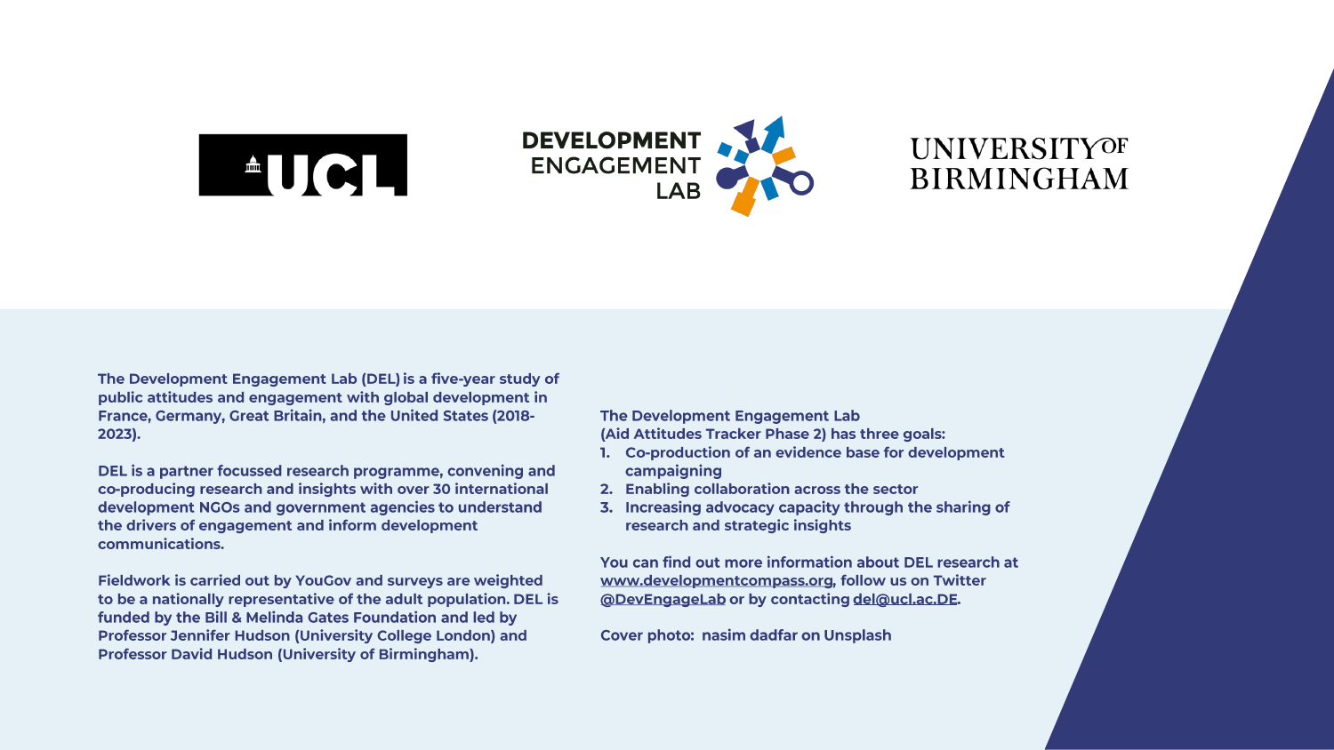The Development Engagement Lab (DEL) is a five-year study of public attitudes and engagement with global development in France, Germany, Great Britain, and the United States (2018-2023).

DEL is a partner focussed research programme, convening and co-producing research and insights with over 30 international development NGOs and government agencies to understand the drivers of engagement and inform development communications.

Fieldwork is carried out by YouGov and surveys are weighted to be a nationally representative of the adult population. DEL is funded by the Bill & Melinda Gates Foundation and led by Professor Jennifer Hudson (University College London) and Professor David Hudson (University of Birmingham).

The Development Engagement Lab (Aid Attitudes Tracker Phase 2) has three goals:

1. Co-production of an evidence base for development campaigning
2. Enabling collaboration across the sector
3. Increasing advocacy capacity through the sharing of research and strategic insights

You can find out more information about DEL research at www.developmentcompass.org, follow us on Twitter @DevEngageLab or by contacting del@ucl.ac.DE.

Cover photo: nasim dadfar on Unsplash